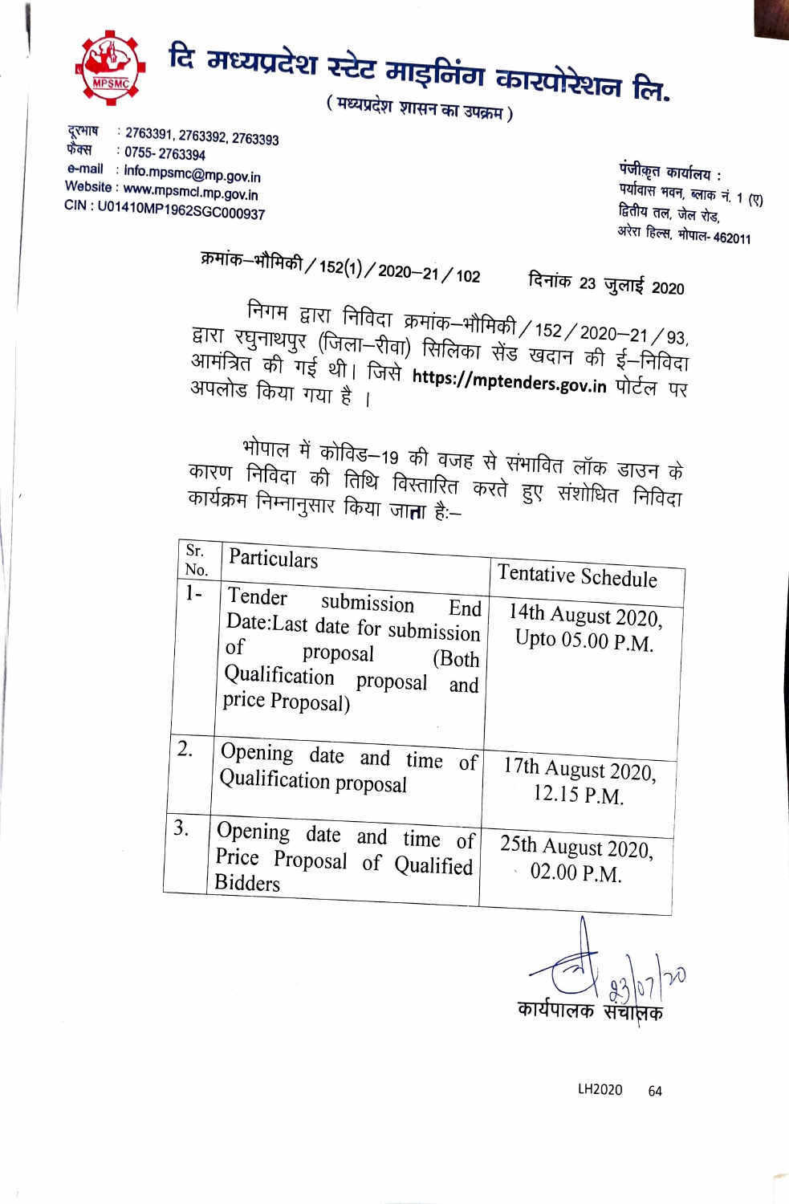# दि मध्यप्रदेश स्टेट माइनिंग कारपोरेशन लि.

( मध्यप्रदेश शासन का उपक्रम )

दूरभाष : 2763391, 2763392, 2763393
फैक्स : 0755- 2763394
e-mail : info.mpsmc@mp.gov.in
Website : www.mpsmcl.mp.gov.in
CIN : U01410MP1962SGC000937

पंजीकृत कार्यालय :
पर्यावास भवन, ब्लाक नं. 1 (ए)
द्वितीय तल, जेल रोड,
अरेरा हिल्स, भोपाल- 462011

क्रमांक–भौमिकी / 152(1) / 2020–21 / 102 दिनांक 23 जुलाई 2020

निगम द्वारा निविदा क्रमांक–भौमिकी / 152 / 2020–21 / 93, द्वारा रघुनाथपुर (जिला–रीवा) सिलिका सेंड खदान की ई–निविदा आमंत्रित की गई थी। जिसे **https://mptenders.gov.in** पोर्टल पर अपलोड किया गया है ।

भोपाल में कोविड–19 की वजह से संभावित लॉक डाउन के कारण निविदा की तिथि विस्तारित करते हुए संशोधित निविदा कार्यक्रम निम्नानुसार किया जाता है:–

| Sr. No. | Particulars | Tentative Schedule |
|---|---|---|
| 1- | Tender submission End Date:Last date for submission of proposal (Both Qualification proposal and price Proposal) | 14th August 2020, Upto 05.00 P.M. |
| 2. | Opening date and time of Qualification proposal | 17th August 2020, 12.15 P.M. |
| 3. | Opening date and time of Price Proposal of Qualified Bidders | 25th August 2020, 02.00 P.M. |

23/07/20

कार्यपालक संचालक

LH2020 64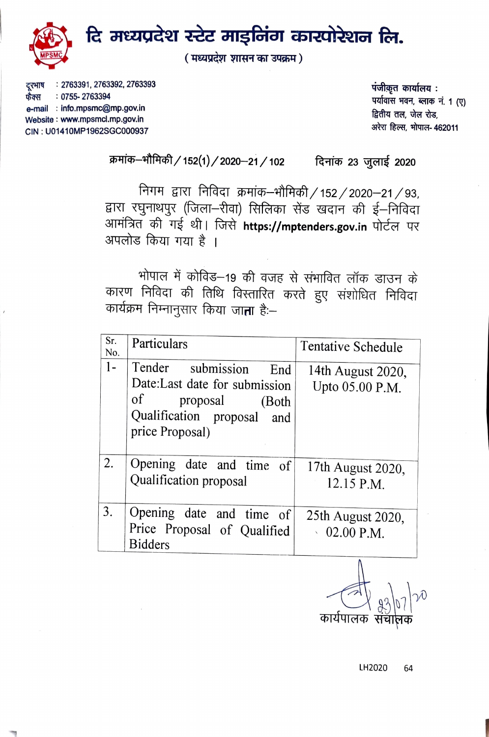# दि मध्यप्रदेश स्टेट माइनिंग कारपोरेशन लि.

( मध्यप्रदेश शासन का उपक्रम )

दूरभाष : 2763391, 2763392, 2763393
फैक्स : 0755- 2763394
e-mail : info.mpsmc@mp.gov.in
Website : www.mpsmcl.mp.gov.in
CIN : U01410MP1962SGC000937

**पंजीकृत कार्यालय :**
पर्यावास भवन, ब्लाक नं. 1 (ए)
द्वितीय तल, जेल रोड,
अरेरा हिल्स, भोपाल- 462011

क्रमांक–भौमिकी / 152(1) / 2020–21 / 102 दिनांक 23 जुलाई 2020

निगम द्वारा निविदा क्रमांक–भौमिकी / 152 / 2020–21 / 93, द्वारा रघुनाथपुर (जिला–रीवा) सिलिका सेंड खदान की ई–निविदा आमंत्रित की गई थी। जिसे **https://mptenders.gov.in** पोर्टल पर अपलोड किया गया है ।

भोपाल में कोविड–19 की वजह से संभावित लॉक डाउन के कारण निविदा की तिथि विस्तारित करते हुए संशोधित निविदा कार्यक्रम निम्नानुसार किया जाता है:–

| Sr. No. | Particulars | Tentative Schedule |
|---|---|---|
| 1- | Tender submission End Date:Last date for submission of proposal (Both Qualification proposal and price Proposal) | 14th August 2020, Upto 05.00 P.M. |
| 2. | Opening date and time of Qualification proposal | 17th August 2020, 12.15 P.M. |
| 3. | Opening date and time of Price Proposal of Qualified Bidders | 25th August 2020, 02.00 P.M. |

23/07/20

कार्यपालक संचालक

LH2020 64